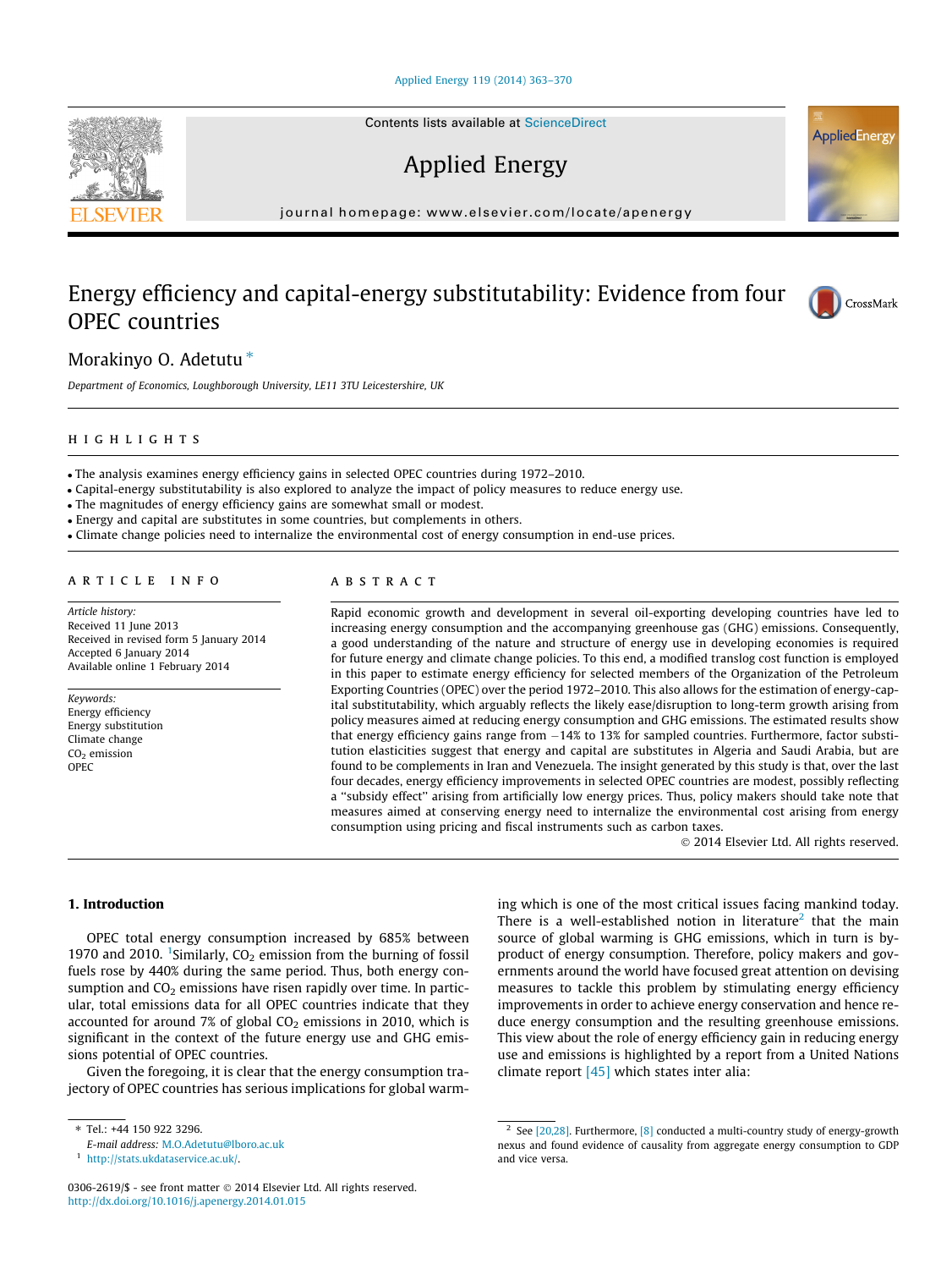Contents lists available at ScienceDirect

# Applied Energy

journal homepage: www.elsevier.com/locate/apenergy

# Energy efficiency and capital-energy substitutability: Evidence from four OPEC countries

Morakinyo O. Adetutu *

Department of Economics, Loughborough University, LE11 3TU Leicestershire, UK

## HIGHLIGHTS

- The analysis examines energy efficiency gains in selected OPEC countries during 1972–2010.
- Capital-energy substitutability is also explored to analyze the impact of policy measures to reduce energy use.
- The magnitudes of energy efficiency gains are somewhat small or modest.
- Energy and capital are substitutes in some countries, but complements in others.
- Climate change policies need to internalize the environmental cost of energy consumption in end-use prices.

## ARTICLE INFO

*Article history:*
Received 11 June 2013
Received in revised form 5 January 2014
Accepted 6 January 2014
Available online 1 February 2014

*Keywords:*
Energy efficiency
Energy substitution
Climate change
$CO_2$ emission
OPEC

## ABSTRACT

Rapid economic growth and development in several oil-exporting developing countries have led to increasing energy consumption and the accompanying greenhouse gas (GHG) emissions. Consequently, a good understanding of the nature and structure of energy use in developing economies is required for future energy and climate change policies. To this end, a modified translog cost function is employed in this paper to estimate energy efficiency for selected members of the Organization of the Petroleum Exporting Countries (OPEC) over the period 1972–2010. This also allows for the estimation of energy-capital substitutability, which arguably reflects the likely ease/disruption to long-term growth arising from policy measures aimed at reducing energy consumption and GHG emissions. The estimated results show that energy efficiency gains range from −14% to 13% for sampled countries. Furthermore, factor substitution elasticities suggest that energy and capital are substitutes in Algeria and Saudi Arabia, but are found to be complements in Iran and Venezuela. The insight generated by this study is that, over the last four decades, energy efficiency improvements in selected OPEC countries are modest, possibly reflecting a "subsidy effect" arising from artificially low energy prices. Thus, policy makers should take note that measures aimed at conserving energy need to internalize the environmental cost arising from energy consumption using pricing and fiscal instruments such as carbon taxes.

© 2014 Elsevier Ltd. All rights reserved.

## 1. Introduction

OPEC total energy consumption increased by 685% between 1970 and 2010. [1]Similarly, $CO_2$ emission from the burning of fossil fuels rose by 440% during the same period. Thus, both energy consumption and $CO_2$ emissions have risen rapidly over time. In particular, total emissions data for all OPEC countries indicate that they accounted for around 7% of global $CO_2$ emissions in 2010, which is significant in the context of the future energy use and GHG emissions potential of OPEC countries.

Given the foregoing, it is clear that the energy consumption trajectory of OPEC countries has serious implications for global warming which is one of the most critical issues facing mankind today. There is a well-established notion in literature[2] that the main source of global warming is GHG emissions, which in turn is by-product of energy consumption. Therefore, policy makers and governments around the world have focused great attention on devising measures to tackle this problem by stimulating energy efficiency improvements in order to achieve energy conservation and hence reduce energy consumption and the resulting greenhouse emissions. This view about the role of energy efficiency gain in reducing energy use and emissions is highlighted by a report from a United Nations climate report [45] which states inter alia:

---

* Tel.: +44 150 922 3296.
E-mail address: M.O.Adetutu@lboro.ac.uk

[1] http://stats.ukdataservice.ac.uk/.

[2] See [20,28]. Furthermore, [8] conducted a multi-country study of energy-growth nexus and found evidence of causality from aggregate energy consumption to GDP and vice versa.

0306-2619/$ - see front matter © 2014 Elsevier Ltd. All rights reserved.
http://dx.doi.org/10.1016/j.apenergy.2014.01.015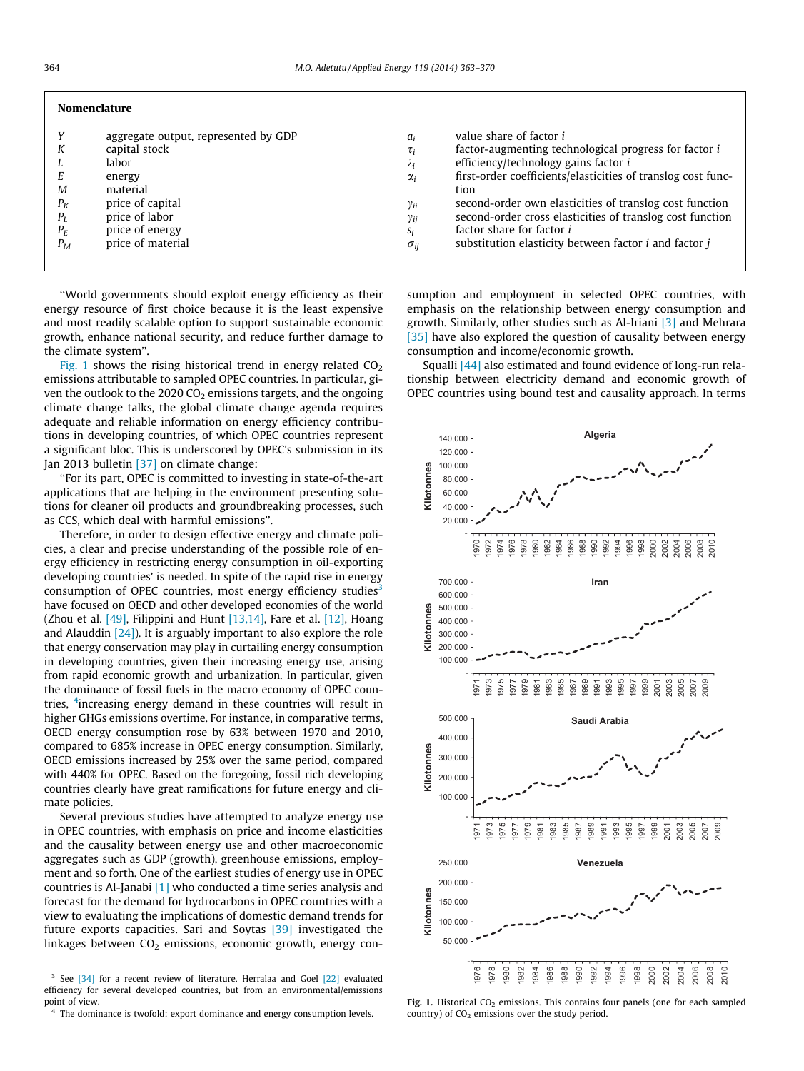## Nomenclature

| | | | |
|---|---|---|---|
| $Y$ | aggregate output, represented by GDP | $a_i$ | value share of factor $i$ |
| $K$ | capital stock | $\tau_i$ | factor-augmenting technological progress for factor $i$ |
| $L$ | labor | $\lambda_i$ | efficiency/technology gains factor $i$ |
| $E$ | energy | $\alpha_i$ | first-order coefficients/elasticities of translog cost function |
| $M$ | material | $\gamma_{ii}$ | second-order own elasticities of translog cost function |
| $P_K$ | price of capital | $\gamma_{ij}$ | second-order cross elasticities of translog cost function |
| $P_L$ | price of labor | $s_i$ | factor share for factor $i$ |
| $P_E$ | price of energy | $\sigma_{ij}$ | substitution elasticity between factor $i$ and factor $j$ |
| $P_M$ | price of material | | |

"World governments should exploit energy efficiency as their energy resource of first choice because it is the least expensive and most readily scalable option to support sustainable economic growth, enhance national security, and reduce further damage to the climate system".

Fig. 1 shows the rising historical trend in energy related $CO_2$ emissions attributable to sampled OPEC countries. In particular, given the outlook to the 2020 $CO_2$ emissions targets, and the ongoing climate change talks, the global climate change agenda requires adequate and reliable information on energy efficiency contributions in developing countries, of which OPEC countries represent a significant bloc. This is underscored by OPEC's submission in its Jan 2013 bulletin [37] on climate change:

"For its part, OPEC is committed to investing in state-of-the-art applications that are helping in the environment presenting solutions for cleaner oil products and groundbreaking processes, such as CCS, which deal with harmful emissions".

Therefore, in order to design effective energy and climate policies, a clear and precise understanding of the possible role of energy efficiency in restricting energy consumption in oil-exporting developing countries' is needed. In spite of the rapid rise in energy consumption of OPEC countries, most energy efficiency studies[3] have focused on OECD and other developed economies of the world (Zhou et al. [49], Filippini and Hunt [13,14], Fare et al. [12], Hoang and Alauddin [24]). It is arguably important to also explore the role that energy conservation may play in curtailing energy consumption in developing countries, given their increasing energy use, arising from rapid economic growth and urbanization. In particular, given the dominance of fossil fuels in the macro economy of OPEC countries, [4]increasing energy demand in these countries will result in higher GHGs emissions overtime. For instance, in comparative terms, OECD energy consumption rose by 63% between 1970 and 2010, compared to 685% increase in OPEC energy consumption. Similarly, OECD emissions increased by 25% over the same period, compared with 440% for OPEC. Based on the foregoing, fossil rich developing countries clearly have great ramifications for future energy and climate policies.

Several previous studies have attempted to analyze energy use in OPEC countries, with emphasis on price and income elasticities and the causality between energy use and other macroeconomic aggregates such as GDP (growth), greenhouse emissions, employment and so forth. One of the earliest studies of energy use in OPEC countries is Al-Janabi [1] who conducted a time series analysis and forecast for the demand for hydrocarbons in OPEC countries with a view to evaluating the implications of domestic demand trends for future exports capacities. Sari and Soytas [39] investigated the linkages between $CO_2$ emissions, economic growth, energy consumption and employment in selected OPEC countries, with emphasis on the relationship between energy consumption and growth. Similarly, other studies such as Al-Iriani [3] and Mehrara [35] have also explored the question of causality between energy consumption and income/economic growth.

Squalli [44] also estimated and found evidence of long-run relationship between electricity demand and economic growth of OPEC countries using bound test and causality approach. In terms

**Fig. 1.** Historical $CO_2$ emissions. This contains four panels (one for each sampled country) of $CO_2$ emissions over the study period.

[3] See [34] for a recent review of literature. Herralaa and Goel [22] evaluated efficiency for several developed countries, but from an environmental/emissions point of view.

[4] The dominance is twofold: export dominance and energy consumption levels.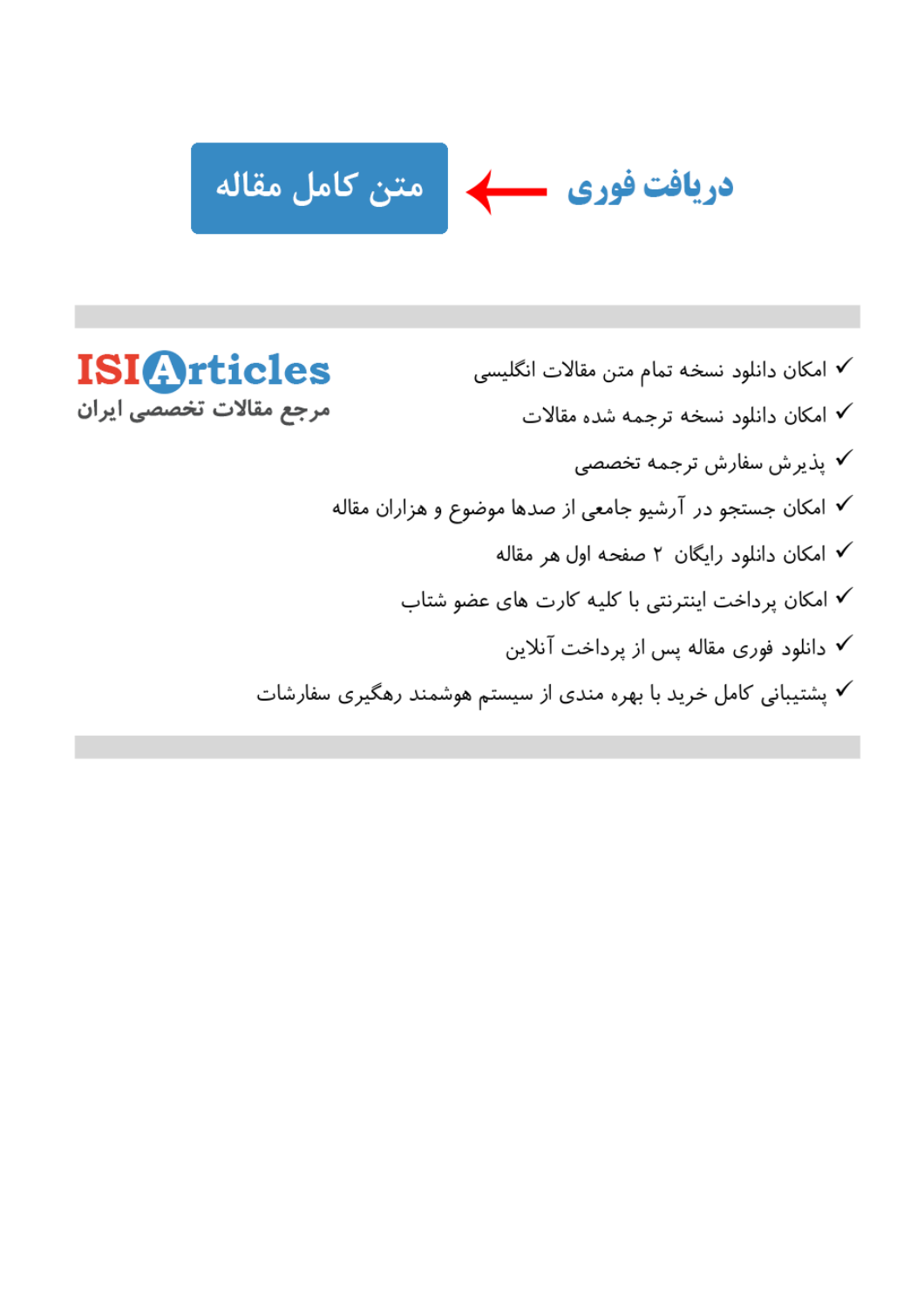دریافت فوری ← متن کامل مقاله

**ISIArticles**
مرجع مقالات تخصصی ایران

- ✓ امکان دانلود نسخه تمام متن مقالات انگلیسی
- ✓ امکان دانلود نسخه ترجمه شده مقالات
- ✓ پذیرش سفارش ترجمه تخصصی
- ✓ امکان جستجو در آرشیو جامعی از صدها موضوع و هزاران مقاله
- ✓ امکان دانلود رایگان ۲ صفحه اول هر مقاله
- ✓ امکان پرداخت اینترنتی با کلیه کارت های عضو شتاب
- ✓ دانلود فوری مقاله پس از پرداخت آنلاین
- ✓ پشتیبانی کامل خرید با بهره مندی از سیستم هوشمند رهگیری سفارشات